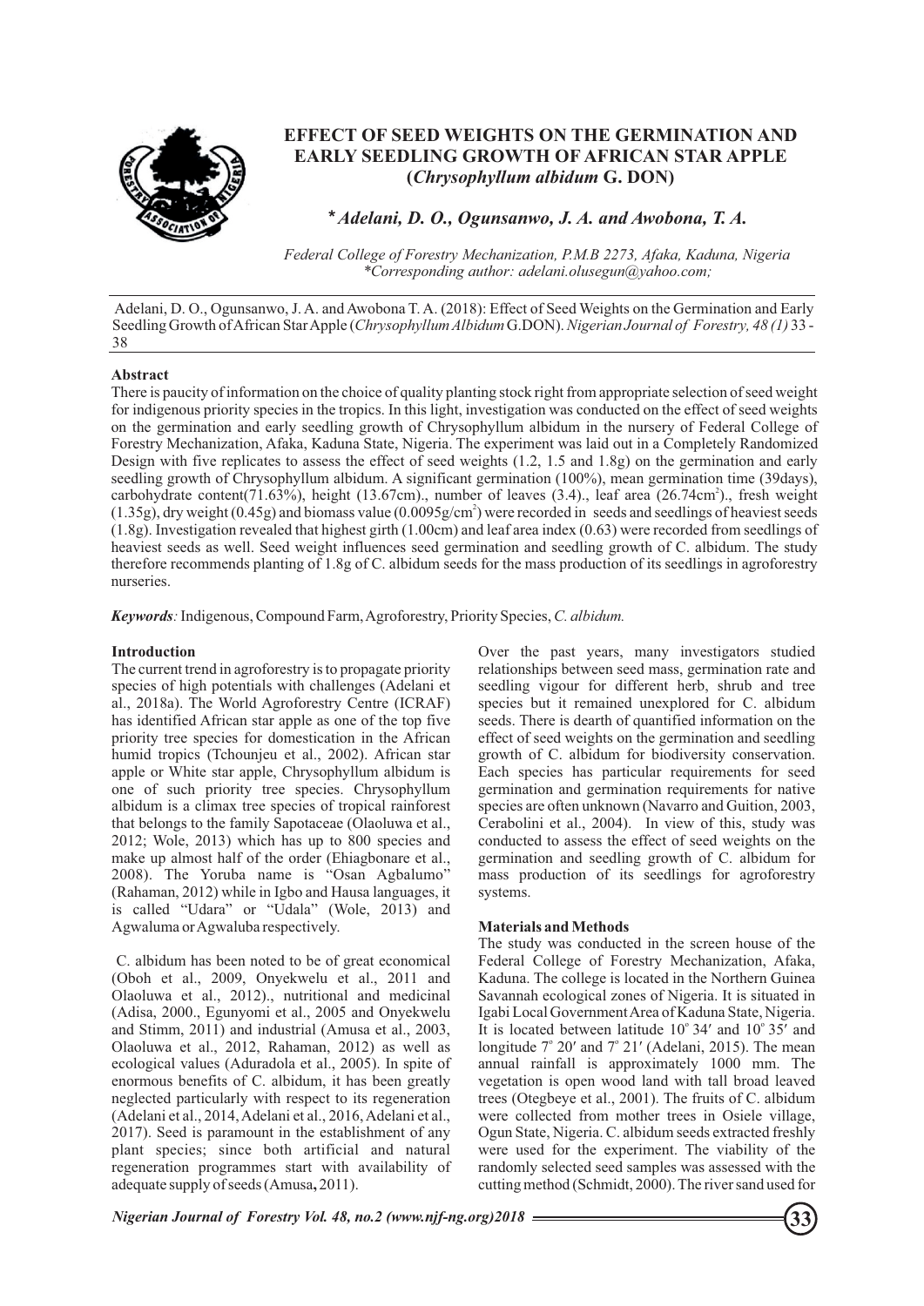# EFFECT OF SEED WEIGHTS ON THE GERMINATION AND EARLY SEEDLING GROWTH OF AFRICAN STAR APPLE (*Chrysophyllum albidum* G. DON)

***\*Adelani, D. O., Ogunsanwo, J. A. and Awobona, T. A.***

*Federal College of Forestry Mechanization, P.M.B 2273, Afaka, Kaduna, Nigeria*
*\*Corresponding author: adelani.olusegun@yahoo.com;*

Adelani, D. O., Ogunsanwo, J. A. and Awobona T. A. (2018): Effect of Seed Weights on the Germination and Early Seedling Growth of African Star Apple (*Chrysophyllum Albidum* G.DON). *Nigerian Journal of Forestry, 48 (1)* 33 - 38

**Abstract**

There is paucity of information on the choice of quality planting stock right from appropriate selection of seed weight for indigenous priority species in the tropics. In this light, investigation was conducted on the effect of seed weights on the germination and early seedling growth of Chrysophyllum albidum in the nursery of Federal College of Forestry Mechanization, Afaka, Kaduna State, Nigeria. The experiment was laid out in a Completely Randomized Design with five replicates to assess the effect of seed weights (1.2, 1.5 and 1.8g) on the germination and early seedling growth of Chrysophyllum albidum. A significant germination (100%), mean germination time (39days), carbohydrate content(71.63%), height (13.67cm)., number of leaves (3.4)., leaf area (26.74cm$^2$)., fresh weight (1.35g), dry weight (0.45g) and biomass value (0.0095g/cm$^2$) were recorded in seeds and seedlings of heaviest seeds (1.8g). Investigation revealed that highest girth (1.00cm) and leaf area index (0.63) were recorded from seedlings of heaviest seeds as well. Seed weight influences seed germination and seedling growth of C. albidum. The study therefore recommends planting of 1.8g of C. albidum seeds for the mass production of its seedlings in agroforestry nurseries.

***Keywords****:* Indigenous, Compound Farm, Agroforestry, Priority Species, *C. albidum.*

## Introduction

The current trend in agroforestry is to propagate priority species of high potentials with challenges (Adelani et al., 2018a). The World Agroforestry Centre (ICRAF) has identified African star apple as one of the top five priority tree species for domestication in the African humid tropics (Tchounjeu et al., 2002). African star apple or White star apple, Chrysophyllum albidum is one of such priority tree species. Chrysophyllum albidum is a climax tree species of tropical rainforest that belongs to the family Sapotaceae (Olaoluwa et al., 2012; Wole, 2013) which has up to 800 species and make up almost half of the order (Ehiagbonare et al., 2008). The Yoruba name is "Osan Agbalumo" (Rahaman, 2012) while in Igbo and Hausa languages, it is called "Udara" or "Udala" (Wole, 2013) and Agwaluma or Agwaluba respectively.

C. albidum has been noted to be of great economical (Oboh et al., 2009, Onyekwelu et al., 2011 and Olaoluwa et al., 2012)., nutritional and medicinal (Adisa, 2000., Egunyomi et al., 2005 and Onyekwelu and Stimm, 2011) and industrial (Amusa et al., 2003, Olaoluwa et al., 2012, Rahaman, 2012) as well as ecological values (Aduradola et al., 2005). In spite of enormous benefits of C. albidum, it has been greatly neglected particularly with respect to its regeneration (Adelani et al., 2014, Adelani et al., 2016, Adelani et al., 2017). Seed is paramount in the establishment of any plant species; since both artificial and natural regeneration programmes start with availability of adequate supply of seeds (Amusa**,** 2011).

Over the past years, many investigators studied relationships between seed mass, germination rate and seedling vigour for different herb, shrub and tree species but it remained unexplored for C. albidum seeds. There is dearth of quantified information on the effect of seed weights on the germination and seedling growth of C. albidum for biodiversity conservation. Each species has particular requirements for seed germination and germination requirements for native species are often unknown (Navarro and Guition, 2003, Cerabolini et al., 2004). In view of this, study was conducted to assess the effect of seed weights on the germination and seedling growth of C. albidum for mass production of its seedlings for agroforestry systems.

## Materials and Methods

The study was conducted in the screen house of the Federal College of Forestry Mechanization, Afaka, Kaduna. The college is located in the Northern Guinea Savannah ecological zones of Nigeria. It is situated in Igabi Local Government Area of Kaduna State, Nigeria. It is located between latitude 10° 34′ and 10° 35′ and longitude 7° 20′ and 7° 21′ (Adelani, 2015). The mean annual rainfall is approximately 1000 mm. The vegetation is open wood land with tall broad leaved trees (Otegbeye et al., 2001). The fruits of C. albidum were collected from mother trees in Osiele village, Ogun State, Nigeria. C. albidum seeds extracted freshly were used for the experiment. The viability of the randomly selected seed samples was assessed with the cutting method (Schmidt, 2000). The river sand used for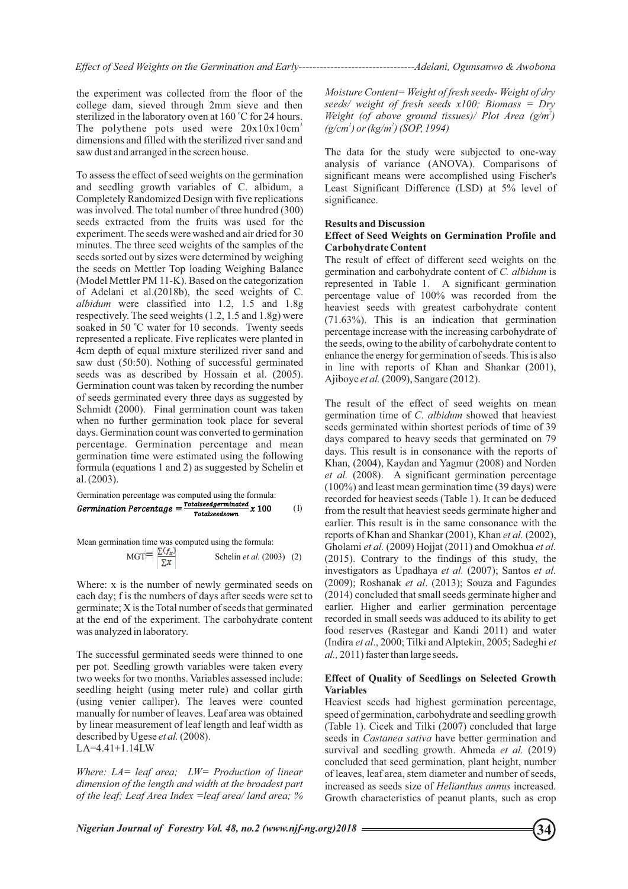the experiment was collected from the floor of the college dam, sieved through 2mm sieve and then sterilized in the laboratory oven at 160 °C for 24 hours. The polythene pots used were $20x10x10cm^3$ dimensions and filled with the sterilized river sand and saw dust and arranged in the screen house.

To assess the effect of seed weights on the germination and seedling growth variables of C. albidum, a Completely Randomized Design with five replications was involved. The total number of three hundred (300) seeds extracted from the fruits was used for the experiment. The seeds were washed and air dried for 30 minutes. The three seed weights of the samples of the seeds sorted out by sizes were determined by weighing the seeds on Mettler Top loading Weighing Balance (Model Mettler PM 11-K). Based on the categorization of Adelani et al.(2018b), the seed weights of C. *albidum* were classified into 1.2, 1.5 and 1.8g respectively. The seed weights (1.2, 1.5 and 1.8g) were soaked in 50 °C water for 10 seconds. Twenty seeds represented a replicate. Five replicates were planted in 4cm depth of equal mixture sterilized river sand and saw dust (50:50). Nothing of successful germinated seeds was as described by Hossain et al. (2005). Germination count was taken by recording the number of seeds germinated every three days as suggested by Schmidt (2000). Final germination count was taken when no further germination took place for several days. Germination count was converted to germination percentage. Germination percentage and mean germination time were estimated using the following formula (equations 1 and 2) as suggested by Schelin et al. (2003).

Germination percentage was computed using the formula:

$$Germination\ Percentage = \frac{Totalseedgerminated}{Totalseedsown} x\ 100 \qquad (1)$$

Mean germination time was computed using the formula:

$$MGT = \frac{\sum(f_x)}{\sum X} \qquad \text{Schelin } et\ al.\ (2003) \quad (2)$$

Where: x is the number of newly germinated seeds on each day; f is the numbers of days after seeds were set to germinate; X is the Total number of seeds that germinated at the end of the experiment. The carbohydrate content was analyzed in laboratory.

The successful germinated seeds were thinned to one per pot. Seedling growth variables were taken every two weeks for two months. Variables assessed include: seedling height (using meter rule) and collar girth (using venier calliper). The leaves were counted manually for number of leaves. Leaf area was obtained by linear measurement of leaf length and leaf width as described by Ugese *et al.* (2008).

LA=4.41+1.14LW

*Where: LA= leaf area; LW= Production of linear dimension of the length and width at the broadest part of the leaf; Leaf Area Index =leaf area/ land area; % Moisture Content= Weight of fresh seeds- Weight of dry seeds/ weight of fresh seeds x100; Biomass = Dry Weight (of above ground tissues)/ Plot Area ($g/m^2$) ($g/cm^2$) or ($kg/m^2$) (SOP, 1994)*

The data for the study were subjected to one-way analysis of variance (ANOVA). Comparisons of significant means were accomplished using Fischer's Least Significant Difference (LSD) at 5% level of significance.

## Results and Discussion

### Effect of Seed Weights on Germination Profile and Carbohydrate Content

The result of effect of different seed weights on the germination and carbohydrate content of *C. albidum* is represented in Table 1. A significant germination percentage value of 100% was recorded from the heaviest seeds with greatest carbohydrate content (71.63%). This is an indication that germination percentage increase with the increasing carbohydrate of the seeds, owing to the ability of carbohydrate content to enhance the energy for germination of seeds. This is also in line with reports of Khan and Shankar (2001), Ajiboye *et al.* (2009), Sangare (2012).

The result of the effect of seed weights on mean germination time of *C. albidum* showed that heaviest seeds germinated within shortest periods of time of 39 days compared to heavy seeds that germinated on 79 days. This result is in consonance with the reports of Khan, (2004), Kaydan and Yagmur (2008) and Norden *et al.* (2008). A significant germination percentage (100%) and least mean germination time (39 days) were recorded for heaviest seeds (Table 1). It can be deduced from the result that heaviest seeds germinate higher and earlier. This result is in the same consonance with the reports of Khan and Shankar (2001), Khan *et al.* (2002), Gholami *et al.* (2009) Hojjat (2011) and Omokhua *et al.* (2015). Contrary to the findings of this study, the investigators as Upadhaya *et al.* (2007); Santos *et al.* (2009); Roshanak *et al*. (2013); Souza and Fagundes (2014) concluded that small seeds germinate higher and earlier. Higher and earlier germination percentage recorded in small seeds was adduced to its ability to get food reserves (Rastegar and Kandi 2011) and water (Indira *et al*., 2000; Tilki and Alptekin, 2005; Sadeghi *et al.,* 2011) faster than large seeds**.**

### Effect of Quality of Seedlings on Selected Growth Variables

Heaviest seeds had highest germination percentage, speed of germination, carbohydrate and seedling growth (Table 1). Cicek and Tilki (2007) concluded that large seeds in *Castanea sativa* have better germination and survival and seedling growth. Ahmeda *et al.* (2019) concluded that seed germination, plant height, number of leaves, leaf area, stem diameter and number of seeds, increased as seeds size of *Helianthus annus* increased. Growth characteristics of peanut plants, such as crop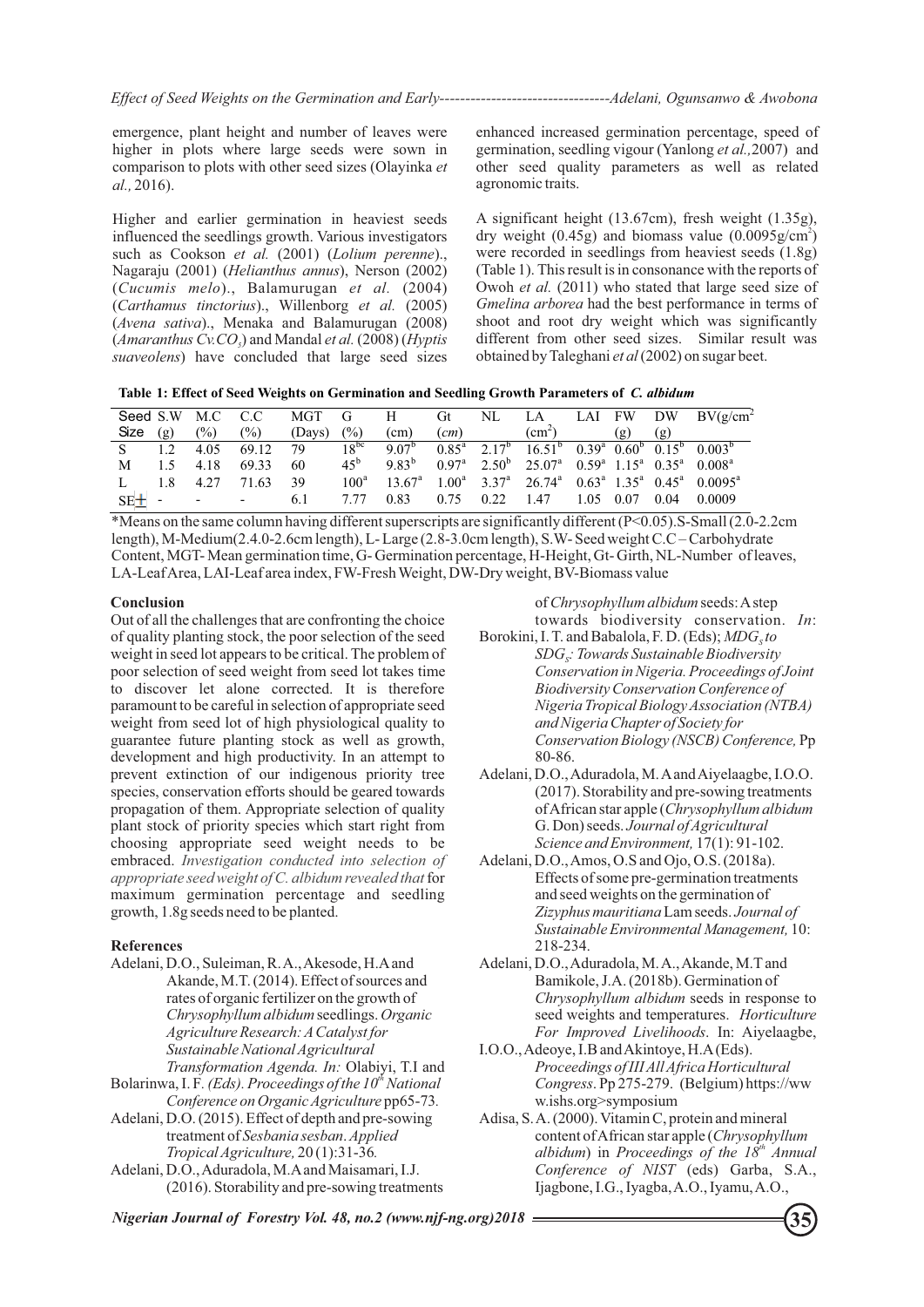emergence, plant height and number of leaves were higher in plots where large seeds were sown in comparison to plots with other seed sizes (Olayinka *et al.,* 2016).

Higher and earlier germination in heaviest seeds influenced the seedlings growth. Various investigators such as Cookson *et al.* (2001) (*Lolium perenne*)., Nagaraju (2001) (*Helianthus annus*), Nerson (2002) (*Cucumis melo*)., Balamurugan *et al.* (2004) (*Carthamus tinctorius*)., Willenborg *et al.* (2005) (*Avena sativa*)., Menaka and Balamurugan (2008) (*Amaranthus Cv.CO$_5$*) and Mandal *et al.* (2008) (*Hyptis suaveolens*) have concluded that large seed sizes enhanced increased germination percentage, speed of germination, seedling vigour (Yanlong *et al.,*2007) and other seed quality parameters as well as related agronomic traits.

A significant height (13.67cm), fresh weight (1.35g), dry weight (0.45g) and biomass value (0.0095g/cm$^2$) were recorded in seedlings from heaviest seeds (1.8g) (Table 1). This result is in consonance with the reports of Owoh *et al.* (2011) who stated that large seed size of *Gmelina arborea* had the best performance in terms of shoot and root dry weight which was significantly different from other seed sizes. Similar result was obtained by Taleghani *et al* (2002) on sugar beet.

**Table 1: Effect of Seed Weights on Germination and Seedling Growth Parameters of *C. albidum***

| Seed Size | S.W (g) | M.C (%) | C.C (%) | MGT (Days) | G (%) | H (cm) | Gt (*cm*) | NL | LA (cm$^2$) | LAI | FW (g) | DW (g) | BV(g/cm$^2$ |
|---|---|---|---|---|---|---|---|---|---|---|---|---|---|
| S | 1.2 | 4.05 | 69.12 | 79 | $18^{bc}$ | $9.07^{b}$ | $0.85^{a}$ | $2.17^{b}$ | $16.51^{b}$ | $0.39^{a}$ | $0.60^{b}$ | $0.15^{b}$ | $0.003^{b}$ |
| M | 1.5 | 4.18 | 69.33 | 60 | $45^{b}$ | $9.83^{b}$ | $0.97^{a}$ | $2.50^{b}$ | $25.07^{a}$ | $0.59^{a}$ | $1.15^{a}$ | $0.35^{a}$ | $0.008^{a}$ |
| L | 1.8 | 4.27 | 71.63 | 39 | $100^{a}$ | $13.67^{a}$ | $1.00^{a}$ | $3.37^{a}$ | $26.74^{a}$ | $0.63^{a}$ | $1.35^{a}$ | $0.45^{a}$ | $0.0095^{a}$ |
| SE± | - | - | - | 6.1 | 7.77 | 0.83 | 0.75 | 0.22 | 1.47 | 1.05 | 0.07 | 0.04 | 0.0009 |

*Means on the same column having different superscripts are significantly different ($P<0.05$).S-Small (2.0-2.2cm length), M-Medium(2.4.0-2.6cm length), L- Large (2.8-3.0cm length), S.W- Seed weight C.C – Carbohydrate Content, MGT- Mean germination time, G- Germination percentage, H-Height, Gt- Girth, NL-Number of leaves, LA-Leaf Area, LAI-Leaf area index, FW-Fresh Weight, DW-Dry weight, BV-Biomass value

## Conclusion

Out of all the challenges that are confronting the choice of quality planting stock, the poor selection of the seed weight in seed lot appears to be critical. The problem of poor selection of seed weight from seed lot takes time to discover let alone corrected. It is therefore paramount to be careful in selection of appropriate seed weight from seed lot of high physiological quality to guarantee future planting stock as well as growth, development and high productivity. In an attempt to prevent extinction of our indigenous priority tree species, conservation efforts should be geared towards propagation of them. Appropriate selection of quality plant stock of priority species which start right from choosing appropriate seed weight needs to be embraced. *Investigation conducted into selection of appropriate seed weight of C. albidum revealed that* for maximum germination percentage and seedling growth, 1.8g seeds need to be planted.

## References

Adelani, D.O., Suleiman, R.A., Akesode, H.A and Akande, M.T. (2014). Effect of sources and rates of organic fertilizer on the growth of *Chrysophyllum albidum* seedlings. *Organic Agriculture Research: A Catalyst for Sustainable National Agricultural Transformation Agenda. In:* Olabiyi, T.I and Bolarinwa, I. F. *(Eds). Proceedings of the 10$^{th}$ National Conference on Organic Agriculture* pp65-73.

Adelani, D.O. (2015). Effect of depth and pre-sowing treatment of *Sesbania sesban*. *Applied Tropical Agriculture,* 20 (1):31-36.

Adelani, D.O., Aduradola, M.A and Maisamari, I.J. (2016). Storability and pre-sowing treatments of *Chrysophyllum albidum* seeds: A step towards biodiversity conservation. *In*: Borokini, I. T. and Babalola, F. D. (Eds); *MDG$_s$ to SDG$_s$: Towards Sustainable Biodiversity Conservation in Nigeria. Proceedings of Joint Biodiversity Conservation Conference of Nigeria Tropical Biology Association (NTBA) and Nigeria Chapter of Society for Conservation Biology (NSCB) Conference,* Pp 80-86.

Adelani, D.O., Aduradola, M. A and Aiyelaagbe, I.O.O. (2017). Storability and pre-sowing treatments of African star apple (*Chrysophyllum albidum* G. Don) seeds. *Journal of Agricultural Science and Environment,* 17(1): 91-102.

Adelani, D.O., Amos, O.S and Ojo, O.S. (2018a). Effects of some pre-germination treatments and seed weights on the germination of *Zizyphus mauritiana* Lam seeds. *Journal of Sustainable Environmental Management,* 10: 218-234.

Adelani, D.O., Aduradola, M. A., Akande, M.T and Bamikole, J.A. (2018b). Germination of *Chrysophyllum albidum* seeds in response to seed weights and temperatures. *Horticulture For Improved Livelihoods*. In: Aiyelaagbe, I.O.O., Adeoye, I.B and Akintoye, H.A (Eds). *Proceedings of III All Africa Horticultural Congress*. Pp 275-279. (Belgium) https://www.ishs.org>symposium

Adisa, S. A. (2000). Vitamin C, protein and mineral content of African star apple (*Chrysophyllum albidum*) in *Proceedings of the 18$^{th}$ Annual Conference of NIST* (eds) Garba, S.A., Ijagbone, I.G., Iyagba, A.O., Iyamu, A.O.,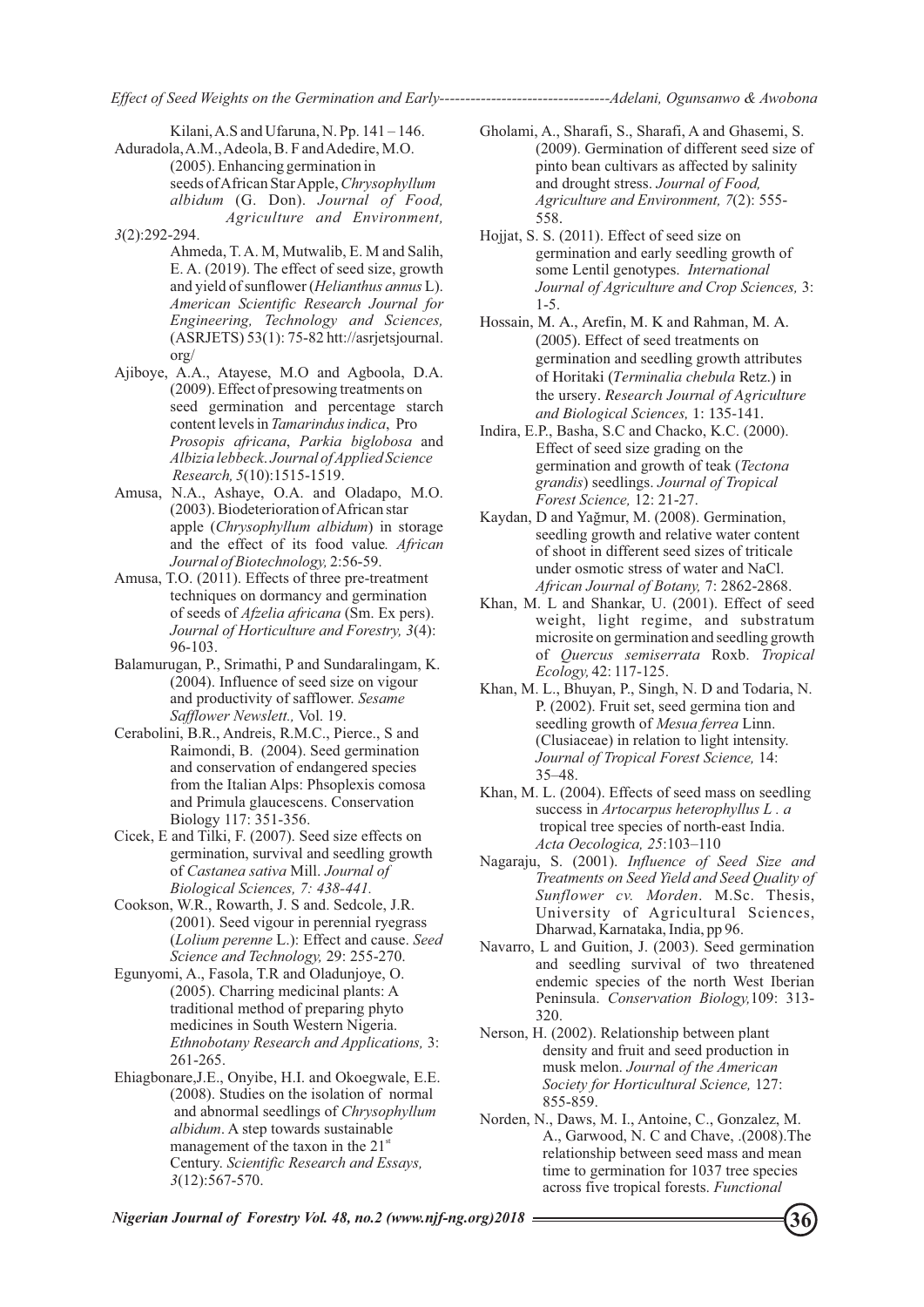Kilani, A.S and Ufaruna, N. Pp. 141 – 146.

Aduradola, A.M., Adeola, B. F and Adedire, M.O. (2005). Enhancing germination in seeds of African Star Apple, *Chrysophyllum albidum* (G. Don). *Journal of Food, Agriculture and Environment, 3*(2):292-294.

Ahmeda, T. A. M, Mutwalib, E. M and Salih, E. A. (2019). The effect of seed size, growth and yield of sunflower (*Helianthus annus* L). *American Scientific Research Journal for Engineering, Technology and Sciences,* (ASRJETS) 53(1): 75-82 htt://asrjetsjournal.org/

Ajiboye, A.A., Atayese, M.O and Agboola, D.A. (2009). Effect of presowing treatments on seed germination and percentage starch content levels in *Tamarindus indica*, Pro *Prosopis africana*, *Parkia biglobosa* and *Albizia lebbeck*. *Journal of Applied Science Research, 5*(10):1515-1519.

Amusa, N.A., Ashaye, O.A. and Oladapo, M.O. (2003). Biodeterioration of African star apple (*Chrysophyllum albidum*) in storage and the effect of its food value*. African Journal of Biotechnology,* 2:56-59.

Amusa, T.O. (2011). Effects of three pre-treatment techniques on dormancy and germination of seeds of *Afzelia africana* (Sm. Ex pers). *Journal of Horticulture and Forestry, 3*(4): 96-103.

Balamurugan, P., Srimathi, P and Sundaralingam, K. (2004). Influence of seed size on vigour and productivity of safflower. *Sesame Safflower Newslett.,* Vol. 19.

Cerabolini, B.R., Andreis, R.M.C., Pierce., S and Raimondi, B. (2004). Seed germination and conservation of endangered species from the Italian Alps: Phsoplexis comosa and Primula glaucescens. Conservation Biology 117: 351-356.

Cicek, E and Tilki, F. (2007). Seed size effects on germination, survival and seedling growth of *Castanea sativa* Mill. *Journal of Biological Sciences, 7: 438-441.*

Cookson, W.R., Rowarth, J. S and. Sedcole, J.R. (2001). Seed vigour in perennial ryegrass (*Lolium perenne* L.): Effect and cause. *Seed Science and Technology,* 29: 255-270.

Egunyomi, A., Fasola, T.R and Oladunjoye, O. (2005). Charring medicinal plants: A traditional method of preparing phyto medicines in South Western Nigeria. *Ethnobotany Research and Applications,* 3: 261-265.

Ehiagbonare, J.E., Onyibe, H.I. and Okoegwale, E.E. (2008). Studies on the isolation of normal and abnormal seedlings of *Chrysophyllum albidum*. A step towards sustainable management of the taxon in the 21st Century. *Scientific Research and Essays, 3*(12):567-570.

Gholami, A., Sharafi, S., Sharafi, A and Ghasemi, S. (2009). Germination of different seed size of pinto bean cultivars as affected by salinity and drought stress. *Journal of Food, Agriculture and Environment, 7*(2): 555-558.

Hojjat, S. S. (2011). Effect of seed size on germination and early seedling growth of some Lentil genotypes*. International Journal of Agriculture and Crop Sciences,* 3: 1-5.

Hossain, M. A., Arefin, M. K and Rahman, M. A. (2005). Effect of seed treatments on germination and seedling growth attributes of Horitaki (*Terminalia chebula* Retz.) in the ursery. *Research Journal of Agriculture and Biological Sciences,* 1: 135-141.

Indira, E.P., Basha, S.C and Chacko, K.C. (2000). Effect of seed size grading on the germination and growth of teak (*Tectona grandis*) seedlings. *Journal of Tropical Forest Science,* 12: 21-27.

Kaydan, D and Yağmur, M. (2008). Germination, seedling growth and relative water content of shoot in different seed sizes of triticale under osmotic stress of water and NaCl. *African Journal of Botany,* 7: 2862-2868.

Khan, M. L and Shankar, U. (2001). Effect of seed weight, light regime, and substratum microsite on germination and seedling growth of *Quercus semiserrata* Roxb. *Tropical Ecology,* 42: 117-125.

Khan, M. L., Bhuyan, P., Singh, N. D and Todaria, N. P. (2002). Fruit set, seed germina tion and seedling growth of *Mesua ferrea* Linn. (Clusiaceae) in relation to light intensity. *Journal of Tropical Forest Science,* 14: 35–48.

Khan, M. L. (2004). Effects of seed mass on seedling success in *Artocarpus heterophyllus L . a* tropical tree species of north-east India. *Acta Oecologica, 25*:103–110

Nagaraju, S. (2001). *Influence of Seed Size and Treatments on Seed Yield and Seed Quality of Sunflower cv. Morden*. M.Sc. Thesis, University of Agricultural Sciences, Dharwad, Karnataka, India, pp 96.

Navarro, L and Guition, J. (2003). Seed germination and seedling survival of two threatened endemic species of the north West Iberian Peninsula. *Conservation Biology,*109: 313-320.

Nerson, H. (2002). Relationship between plant density and fruit and seed production in musk melon. *Journal of the American Society for Horticultural Science,* 127: 855-859.

Norden, N., Daws, M. I., Antoine, C., Gonzalez, M. A., Garwood, N. C and Chave, .(2008).The relationship between seed mass and mean time to germination for 1037 tree species across five tropical forests. *Functional*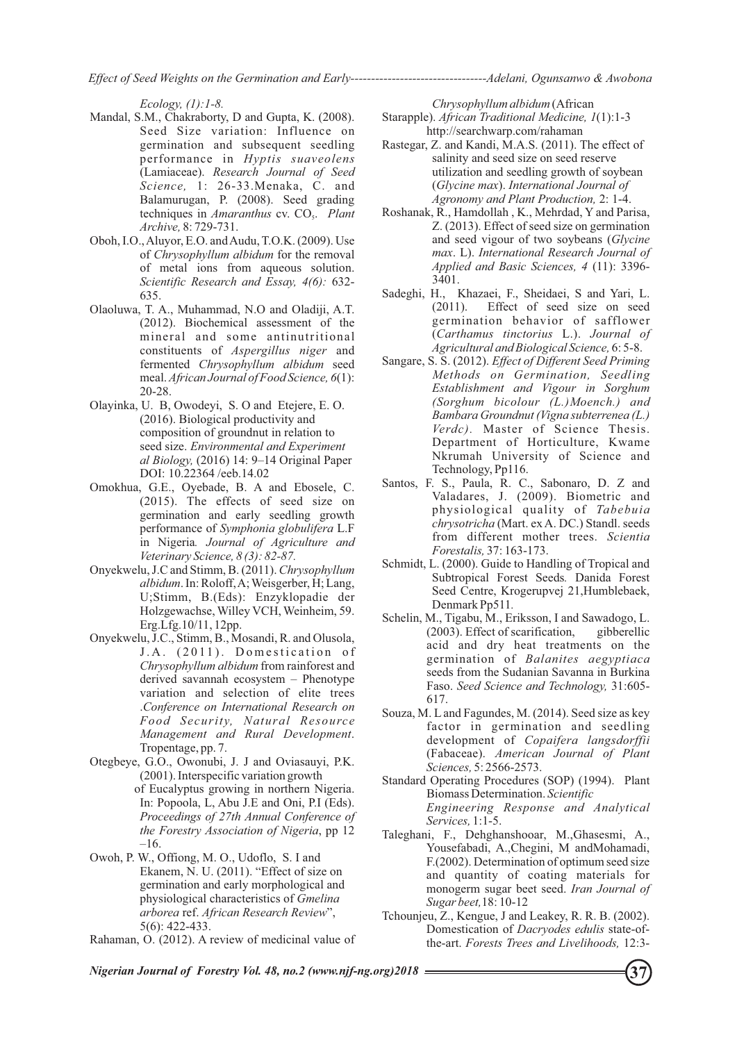*Ecology, (1):1-8.*

Mandal, S.M., Chakraborty, D and Gupta, K. (2008). Seed Size variation: Influence on germination and subsequent seedling performance in *Hyptis suaveolens* (Lamiaceae). *Research Journal of Seed Science,* 1: 26-33.Menaka, C. and Balamurugan, P. (2008). Seed grading techniques in *Amaranthus* cv. $CO_5$. *Plant Archive,* 8: 729-731.

Oboh, I.O., Aluyor, E.O. and Audu, T.O.K. (2009). Use of *Chrysophyllum albidum* for the removal of metal ions from aqueous solution. *Scientific Research and Essay, 4(6):* 632-635.

Olaoluwa, T. A., Muhammad, N.O and Oladiji, A.T. (2012). Biochemical assessment of the mineral and some antinutritional constituents of *Aspergillus niger* and fermented *Chrysophyllum albidum* seed meal. *African Journal of Food Science, 6*(1): 20-28.

Olayinka, U. B, Owodeyi, S. O and Etejere, E. O. (2016). Biological productivity and composition of groundnut in relation to seed size. *Environmental and Experiment al Biology,* (2016) 14: 9–14 Original Paper DOI: 10.22364 /eeb.14.02

Omokhua, G.E., Oyebade, B. A and Ebosele, C. (2015). The effects of seed size on germination and early seedling growth performance of *Symphonia globulifera* L.F in Nigeria*. Journal of Agriculture and Veterinary Science, 8 (3): 82-87.*

Onyekwelu, J.C and Stimm, B. (2011). *Chrysophyllum albidum*. In: Roloff, A; Weisgerber, H; Lang, U;Stimm, B.(Eds): Enzyklopadie der Holzgewachse, Willey VCH, Weinheim, 59. Erg.Lfg.10/11, 12pp.

Onyekwelu, J.C., Stimm, B., Mosandi, R. and Olusola, J.A. (2011). Domestication of *Chrysophyllum albidum* from rainforest and derived savannah ecosystem – Phenotype variation and selection of elite trees .*Conference on International Research on Food Security, Natural Resource Management and Rural Development*. Tropentage, pp. 7.

Otegbeye, G.O., Owonubi, J. J and Oviasauyi, P.K. (2001). Interspecific variation growth of Eucalyptus growing in northern Nigeria. In: Popoola, L, Abu J.E and Oni, P.I (Eds). *Proceedings of 27th Annual Conference of the Forestry Association of Nigeria*, pp 12 –16.

Owoh, P. W., Offiong, M. O., Udoflo, S. I and Ekanem, N. U. (2011). "Effect of size on germination and early morphological and physiological characteristics of *Gmelina arborea* ref. *African Research Review*", 5(6): 422-433.

Rahaman, O. (2012). A review of medicinal value of *Chrysophyllum albidum* (African Starapple). *African Traditional Medicine, 1*(1):1-3 http://searchwarp.com/rahaman

Rastegar, Z. and Kandi, M.A.S. (2011). The effect of salinity and seed size on seed reserve utilization and seedling growth of soybean (*Glycine max*). *International Journal of Agronomy and Plant Production,* 2: 1-4.

Roshanak, R., Hamdollah , K., Mehrdad, Y and Parisa, Z. (2013). Effect of seed size on germination and seed vigour of two soybeans (*Glycine max*. L). *International Research Journal of Applied and Basic Sciences, 4* (11): 3396-3401.

Sadeghi, H., Khazaei, F., Sheidaei, S and Yari, L. (2011). Effect of seed size on seed germination behavior of safflower (*Carthamus tinctorius* L.). *Journal of Agricultural and Biological Science,* 6: 5-8.

Sangare, S. S. (2012). *Effect of Different Seed Priming Methods on Germination, Seedling Establishment and Vigour in Sorghum (Sorghum bicolour (L.) Moench.) and Bambara Groundnut (Vigna subterrenea (L.) Verdc).* Master of Science Thesis. Department of Horticulture, Kwame Nkrumah University of Science and Technology, Pp116.

Santos, F. S., Paula, R. C., Sabonaro, D. Z and Valadares, J. (2009). Biometric and physiological quality of *Tabebuia chrysotricha* (Mart. ex A. DC.) Standl. seeds from different mother trees. *Scientia Forestalis,* 37: 163-173.

Schmidt, L. (2000). Guide to Handling of Tropical and Subtropical Forest Seeds*.* Danida Forest Seed Centre, Krogerupvej 21,Humblebaek, Denmark Pp511*.*

Schelin, M., Tigabu, M., Eriksson, I and Sawadogo, L. (2003). Effect of scarification, gibberellic acid and dry heat treatments on the germination of *Balanites aegyptiaca* seeds from the Sudanian Savanna in Burkina Faso. *Seed Science and Technology,* 31:605-617.

Souza, M. L and Fagundes, M. (2014). Seed size as key factor in germination and seedling development of *Copaifera langsdorffii* (Fabaceae). *American Journal of Plant Sciences,* 5: 2566-2573.

Standard Operating Procedures (SOP) (1994). Plant Biomass Determination. *Scientific Engineering Response and Analytical Services,* 1:1-5.

Taleghani, F., Dehghanshooar, M.,Ghasesmi, A., Yousefabadi, A.,Chegini, M andMohamadi, F.(2002). Determination of optimum seed size and quantity of coating materials for monogerm sugar beet seed. *Iran Journal of Sugar beet,*18: 10-12

Tchounjeu, Z., Kengue, J and Leakey, R. R. B. (2002). Domestication of *Dacryodes edulis* state-of-the-art. *Forests Trees and Livelihoods,* 12:3-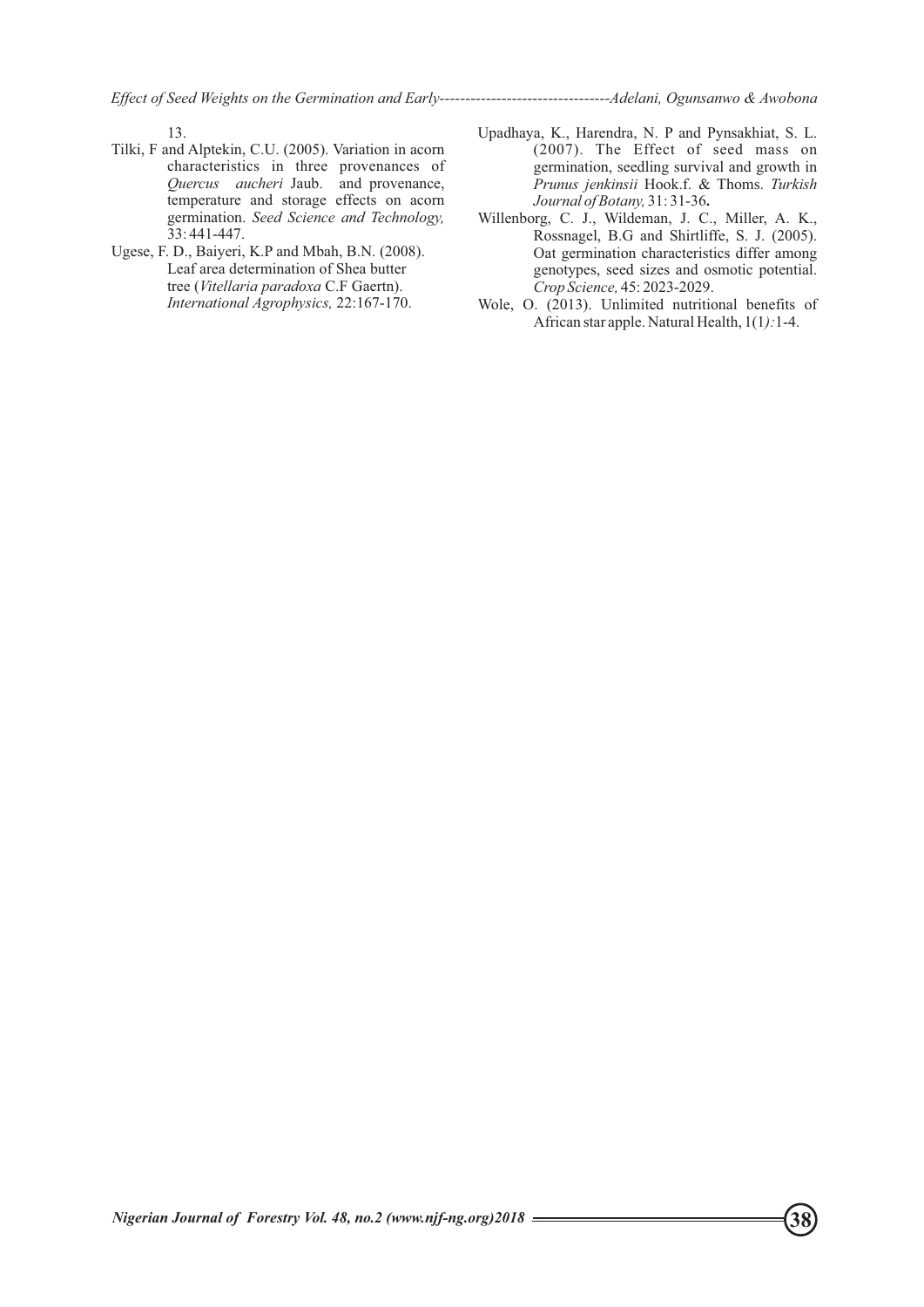13.

Tilki, F and Alptekin, C.U. (2005). Variation in acorn characteristics in three provenances of *Quercus aucheri* Jaub. and provenance, temperature and storage effects on acorn germination. *Seed Science and Technology,* 33: 441-447.

Ugese, F. D., Baiyeri, K.P and Mbah, B.N. (2008). Leaf area determination of Shea butter tree (*Vitellaria paradoxa* C.F Gaertn). *International Agrophysics,* 22:167-170.

Upadhaya, K., Harendra, N. P and Pynsakhiat, S. L. (2007). The Effect of seed mass on germination, seedling survival and growth in *Prunus jenkinsii* Hook.f. & Thoms. *Turkish Journal of Botany,* 31: 31-36**.**

Willenborg, C. J., Wildeman, J. C., Miller, A. K., Rossnagel, B.G and Shirtliffe, S. J. (2005). Oat germination characteristics differ among genotypes, seed sizes and osmotic potential. *Crop Science,* 45: 2023-2029.

Wole, O. (2013). Unlimited nutritional benefits of African star apple. Natural Health, 1(1*):*1-4.